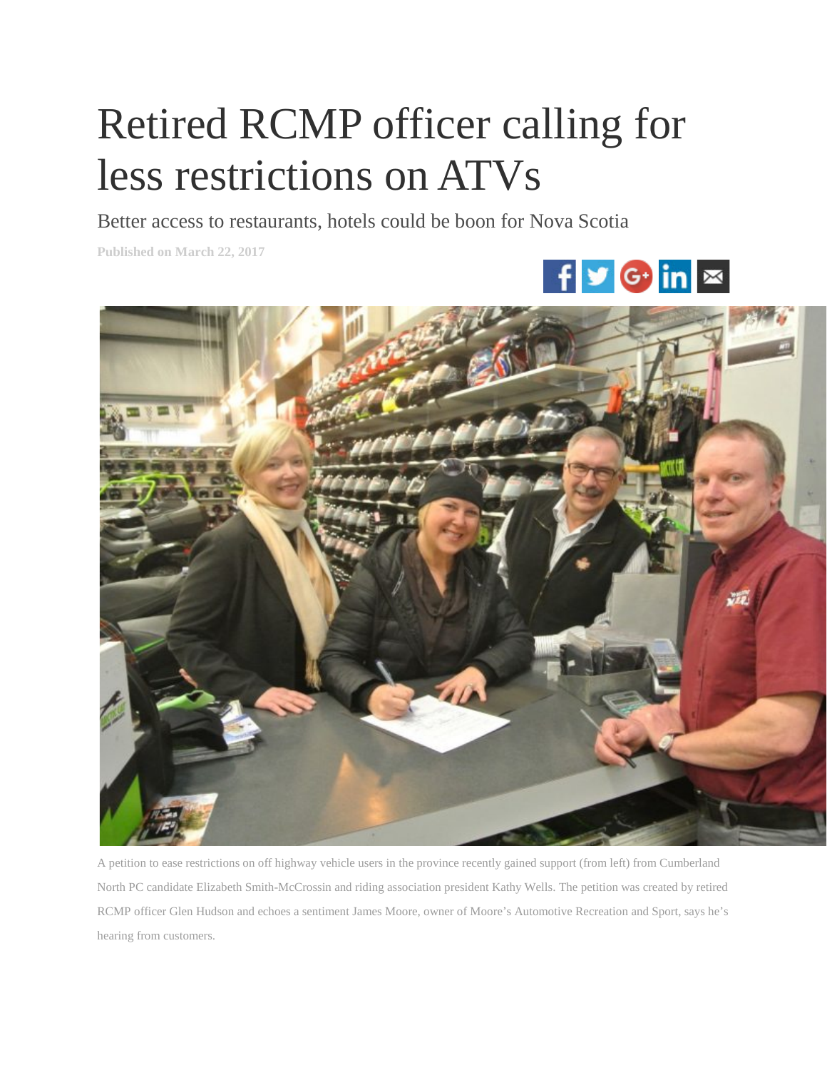# Retired RCMP officer calling for less restrictions on ATVs

Better access to restaurants, hotels could be boon for Nova Scotia

Published on March 22, 2017

A petition to ease restrictions on off highway vehicle users in the province recently gained support (from left) from Cumberland North PC candidate Elizabeth Smith-McCrossin and riding association president Kathy Wells. The petition was created by retired RCMP officer Glen Hudson and echoes a sentiment James Moore, owner of Moore's Automotive Recreation and Sport, says he's hearing from customers.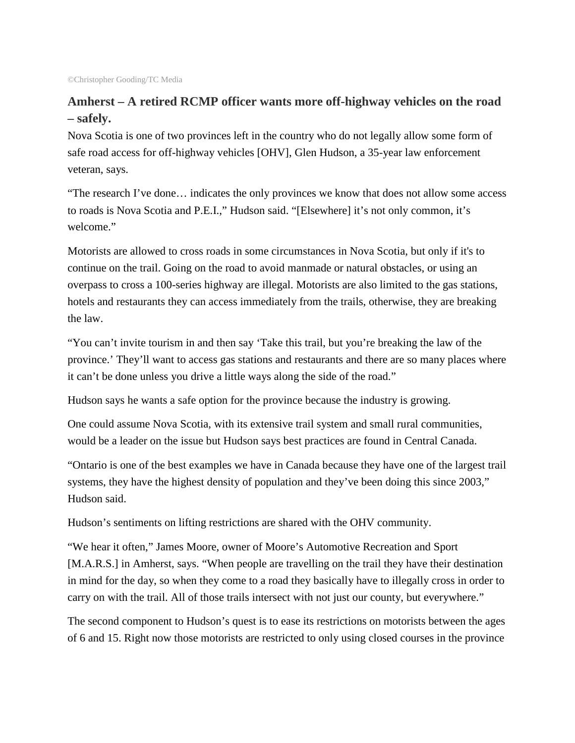©Christopher Gooding/TC Media

**Amherst – A retired RCMP officer wants more off-highway vehicles on the road – safely.**

Nova Scotia is one of two provinces left in the country who do not legally allow some form of safe road access for off-highway vehicles [OHV], Glen Hudson, a 35-year law enforcement veteran, says.

"The research I've done… indicates the only provinces we know that does not allow some access to roads is Nova Scotia and P.E.I.," Hudson said. "[Elsewhere] it's not only common, it's welcome."

Motorists are allowed to cross roads in some circumstances in Nova Scotia, but only if it's to continue on the trail. Going on the road to avoid manmade or natural obstacles, or using an overpass to cross a 100-series highway are illegal. Motorists are also limited to the gas stations, hotels and restaurants they can access immediately from the trails, otherwise, they are breaking the law.

"You can't invite tourism in and then say 'Take this trail, but you're breaking the law of the province.' They'll want to access gas stations and restaurants and there are so many places where it can't be done unless you drive a little ways along the side of the road."

Hudson says he wants a safe option for the province because the industry is growing.

One could assume Nova Scotia, with its extensive trail system and small rural communities, would be a leader on the issue but Hudson says best practices are found in Central Canada.

"Ontario is one of the best examples we have in Canada because they have one of the largest trail systems, they have the highest density of population and they've been doing this since 2003," Hudson said.

Hudson's sentiments on lifting restrictions are shared with the OHV community.

"We hear it often," James Moore, owner of Moore's Automotive Recreation and Sport [M.A.R.S.] in Amherst, says. "When people are travelling on the trail they have their destination in mind for the day, so when they come to a road they basically have to illegally cross in order to carry on with the trail. All of those trails intersect with not just our county, but everywhere."

The second component to Hudson's quest is to ease its restrictions on motorists between the ages of 6 and 15. Right now those motorists are restricted to only using closed courses in the province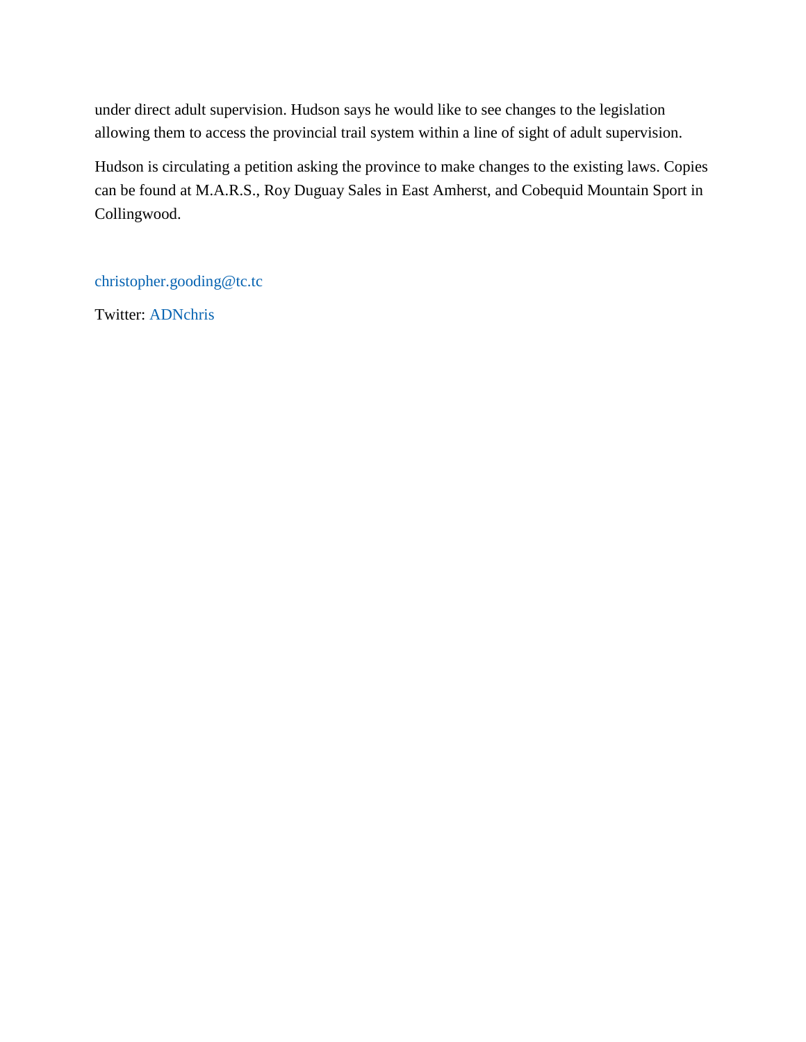under direct adult supervision. Hudson says he would like to see changes to the legislation allowing them to access the provincial trail system within a line of sight of adult supervision.

Hudson is circulating a petition asking the province to make changes to the existing laws. Copies can be found at M.A.R.S., Roy Duguay Sales in East Amherst, and Cobequid Mountain Sport in Collingwood.

christopher.gooding@tc.tc

Twitter: ADNchris